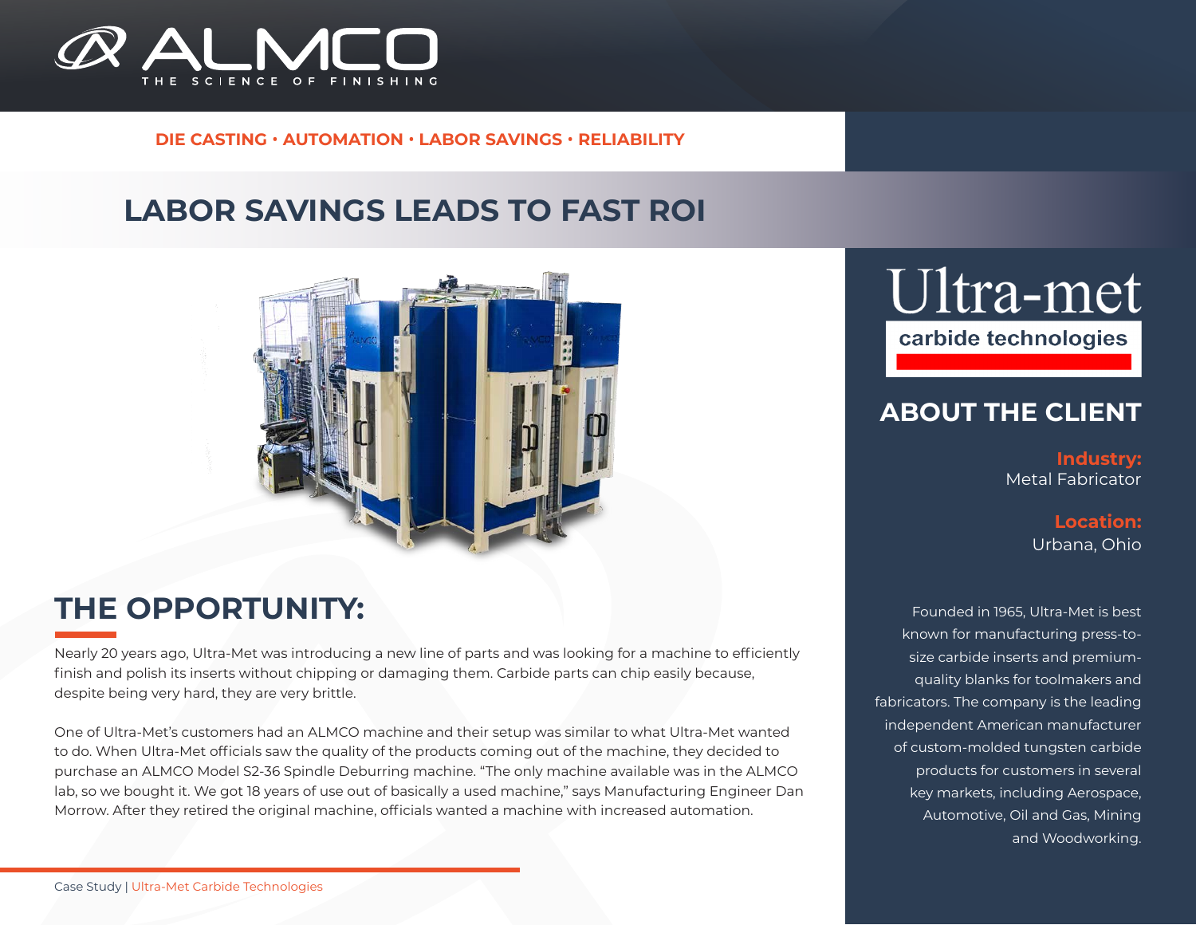ALMCO
THE SCIENCE OF FINISHING

**DIE CASTING • AUTOMATION • LABOR SAVINGS • RELIABILITY**

# LABOR SAVINGS LEADS TO FAST ROI

## THE OPPORTUNITY:

Nearly 20 years ago, Ultra-Met was introducing a new line of parts and was looking for a machine to efficiently finish and polish its inserts without chipping or damaging them. Carbide parts can chip easily because, despite being very hard, they are very brittle.

One of Ultra-Met's customers had an ALMCO machine and their setup was similar to what Ultra-Met wanted to do. When Ultra-Met officials saw the quality of the products coming out of the machine, they decided to purchase an ALMCO Model S2-36 Spindle Deburring machine. "The only machine available was in the ALMCO lab, so we bought it. We got 18 years of use out of basically a used machine," says Manufacturing Engineer Dan Morrow. After they retired the original machine, officials wanted a machine with increased automation.

Ultra-met
carbide technologies

## ABOUT THE CLIENT

**Industry:**
Metal Fabricator

**Location:**
Urbana, Ohio

Founded in 1965, Ultra-Met is best known for manufacturing press-to-size carbide inserts and premium-quality blanks for toolmakers and fabricators. The company is the leading independent American manufacturer of custom-molded tungsten carbide products for customers in several key markets, including Aerospace, Automotive, Oil and Gas, Mining and Woodworking.

Case Study | Ultra-Met Carbide Technologies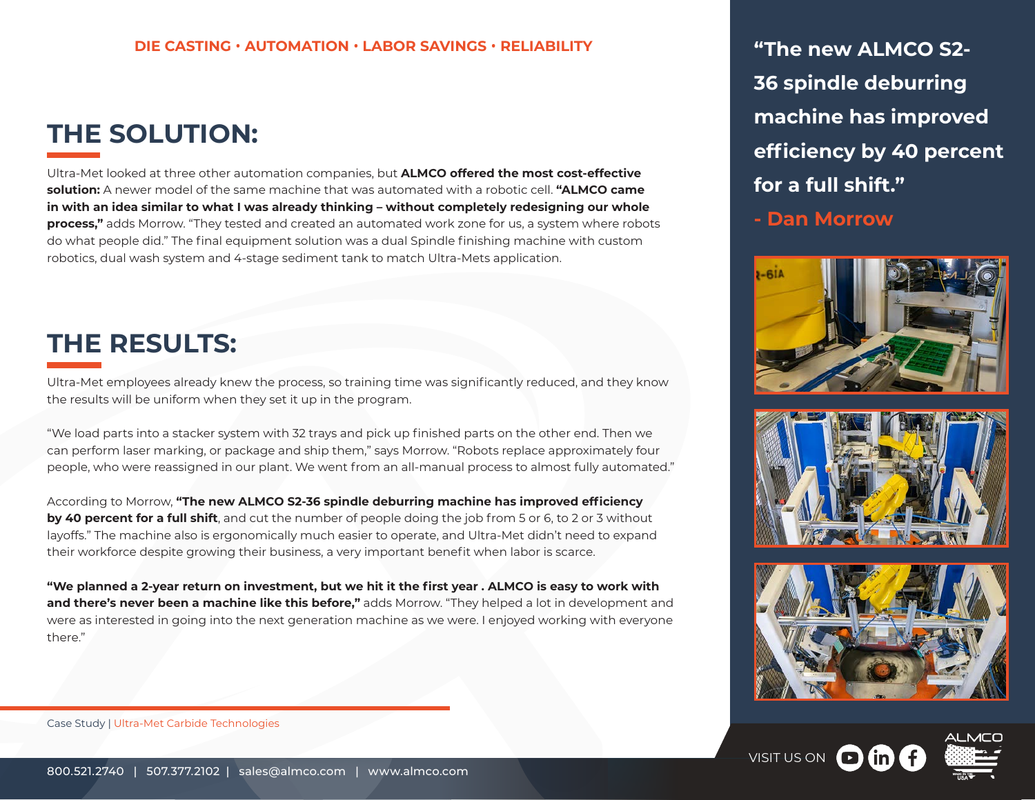DIE CASTING • AUTOMATION • LABOR SAVINGS • RELIABILITY

## THE SOLUTION:

Ultra-Met looked at three other automation companies, but **ALMCO offered the most cost-effective solution:** A newer model of the same machine that was automated with a robotic cell. **"ALMCO came in with an idea similar to what I was already thinking – without completely redesigning our whole process,"** adds Morrow. "They tested and created an automated work zone for us, a system where robots do what people did." The final equipment solution was a dual Spindle finishing machine with custom robotics, dual wash system and 4-stage sediment tank to match Ultra-Mets application.

## THE RESULTS:

Ultra-Met employees already knew the process, so training time was significantly reduced, and they know the results will be uniform when they set it up in the program.

"We load parts into a stacker system with 32 trays and pick up finished parts on the other end. Then we can perform laser marking, or package and ship them," says Morrow. "Robots replace approximately four people, who were reassigned in our plant. We went from an all-manual process to almost fully automated."

According to Morrow, **"The new ALMCO S2-36 spindle deburring machine has improved efficiency by 40 percent for a full shift**, and cut the number of people doing the job from 5 or 6, to 2 or 3 without layoffs." The machine also is ergonomically much easier to operate, and Ultra-Met didn't need to expand their workforce despite growing their business, a very important benefit when labor is scarce.

**"We planned a 2-year return on investment, but we hit it the first year . ALMCO is easy to work with and there's never been a machine like this before,"** adds Morrow. "They helped a lot in development and were as interested in going into the next generation machine as we were. I enjoyed working with everyone there."

**"The new ALMCO S2-36 spindle deburring machine has improved efficiency by 40 percent for a full shift."**

**- Dan Morrow**

Case Study | Ultra-Met Carbide Technologies

800.521.2740 | 507.377.2102 | sales@almco.com | www.almco.com

VISIT US ON